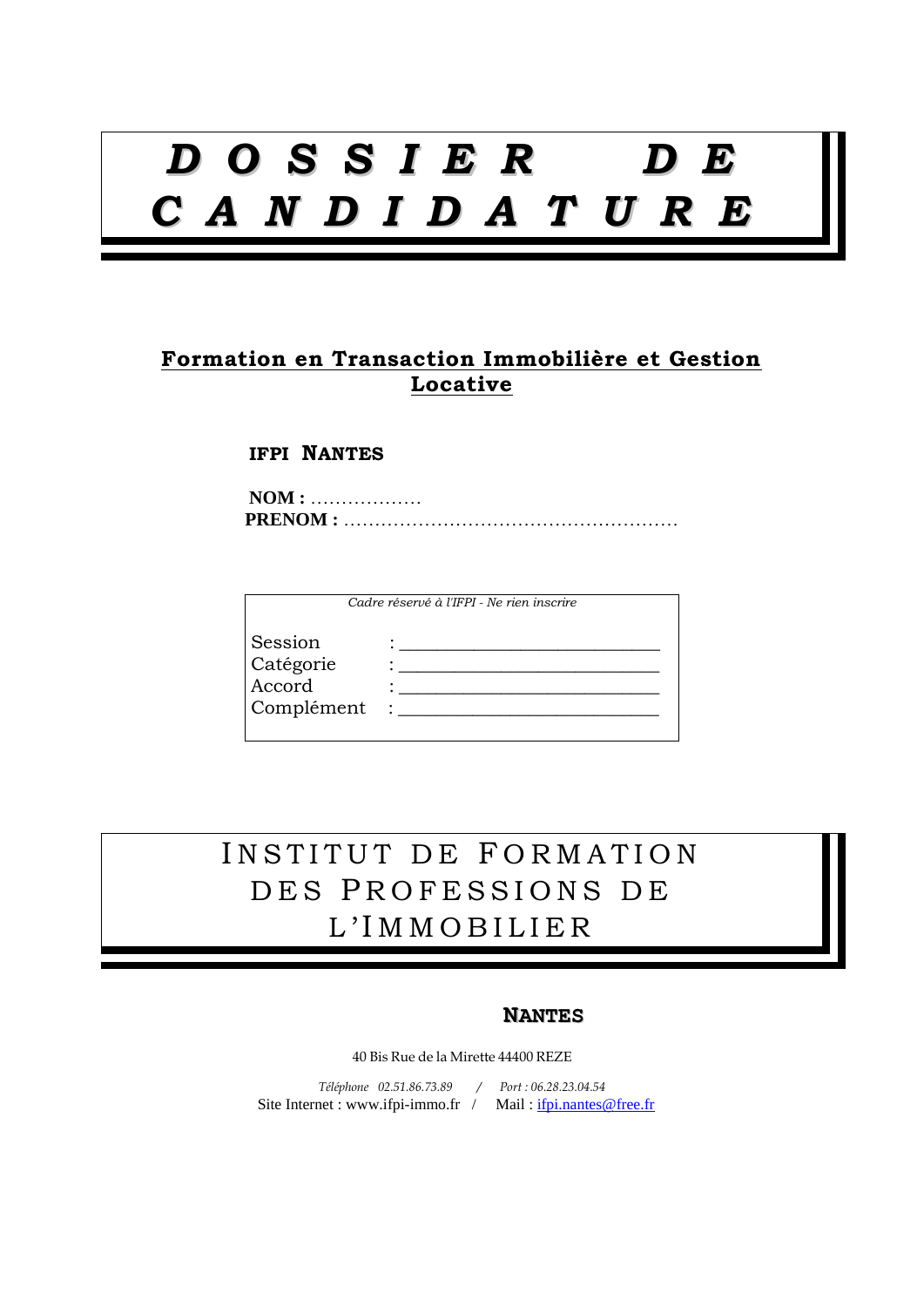# DOSSIER DE CANDIDATURE

## Formation en Transaction Immobilière et Gestion Locative

**IFPI NANTES**

**NOM :** ………………

**PRENOM :** ………………………………………………

*Cadre réservé à l'IFPI - Ne rien inscrire*

Session : ____________________________

Catégorie : ____________________________

Accord : ____________________________

Complément : ____________________________

# INSTITUT DE FORMATION DES PROFESSIONS DE L'IMMOBILIER

**NANTES**

40 Bis Rue de la Mirette 44400 REZE

*Téléphone 02.51.86.73.89 / Port : 06.28.23.04.54*

Site Internet : www.ifpi-immo.fr / Mail : ifpi.nantes@free.fr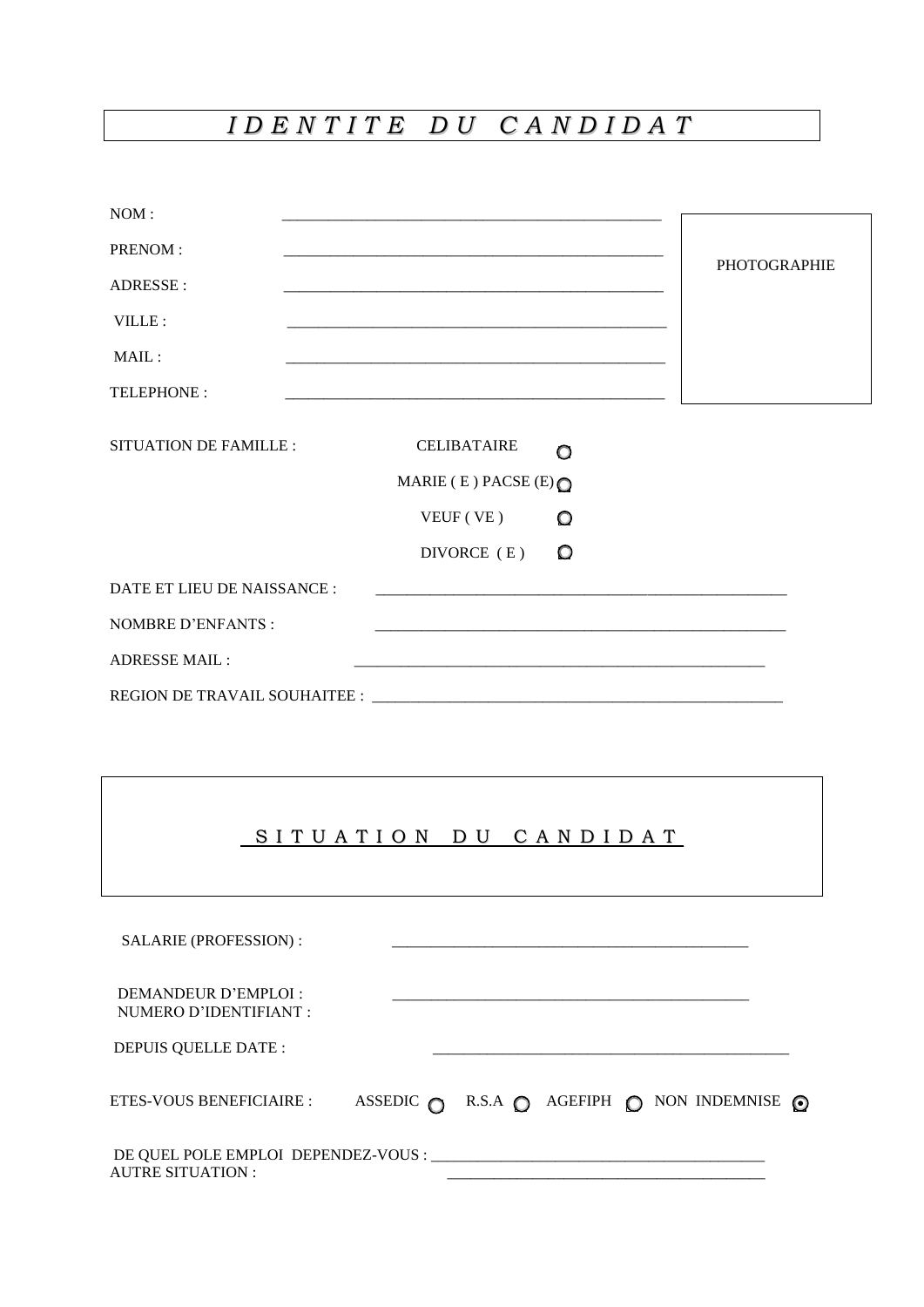# *I D E N T I T E   D U   C A N D I D A T*

NOM : ______________________________________________

PRENOM : ______________________________________________

ADRESSE : ______________________________________________

VILLE : ______________________________________________

MAIL : ______________________________________________

TELEPHONE : ______________________________________________

PHOTOGRAPHIE

SITUATION DE FAMILLE :

- CELIBATAIRE ○
- MARIE ( E ) PACSE (E) ○
- VEUF ( VE ) ○
- DIVORCE ( E ) ○

DATE ET LIEU DE NAISSANCE : ______________________________________________

NOMBRE D'ENFANTS : ______________________________________________

ADRESSE MAIL : ______________________________________________

REGION DE TRAVAIL SOUHAITEE : ______________________________________________

## S I T U A T I O N   D U   C A N D I D A T

SALARIE (PROFESSION) : ______________________________________________

DEMANDEUR D'EMPLOI :
NUMERO D'IDENTIFIANT : ______________________________________________

DEPUIS QUELLE DATE : ______________________________________________

ETES-VOUS BENEFICIAIRE : ASSEDIC ○ R.S.A ○ AGEFIPH ○ NON INDEMNISE ⊙

DE QUEL POLE EMPLOI DEPENDEZ-VOUS : ______________________________________________
AUTRE SITUATION : ______________________________________________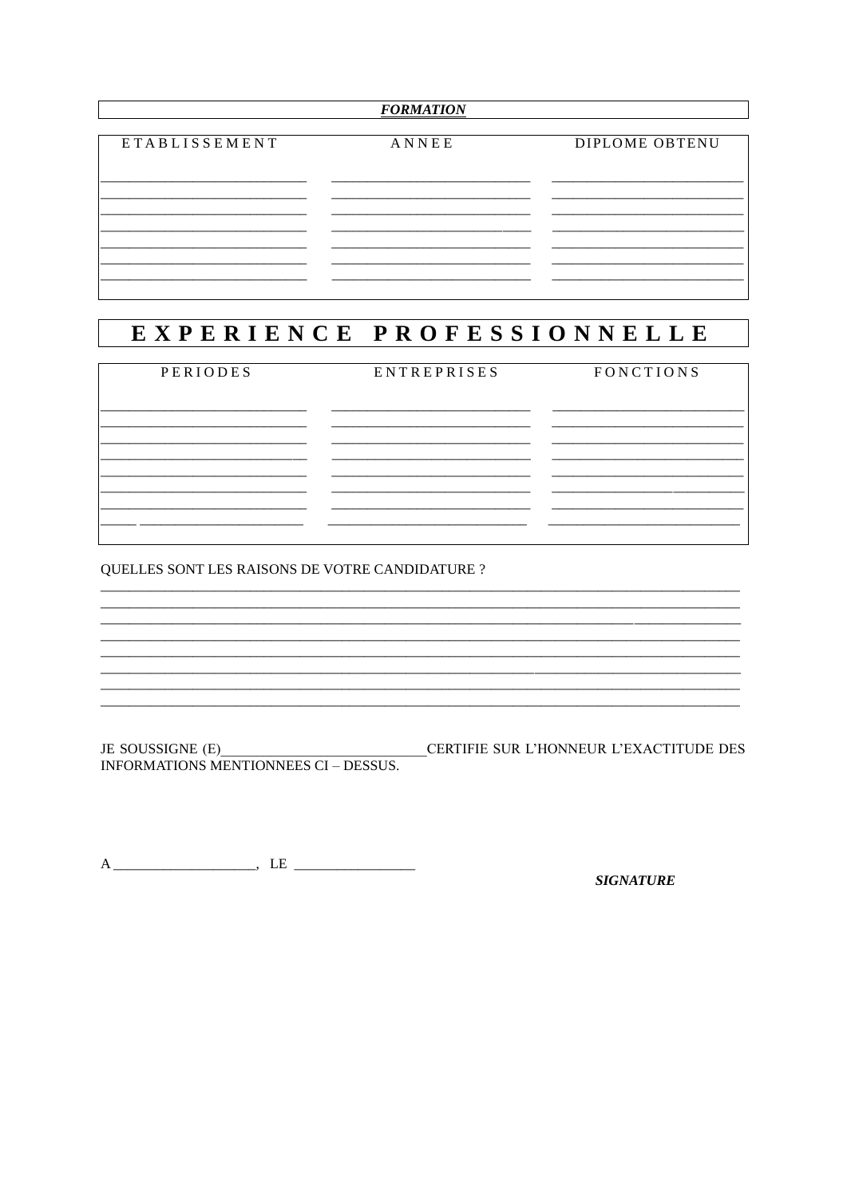## ***FORMATION***

| E T A B L I S S E M E N T | A N N E E | DIPLOME OBTENU |
|---|---|---|
| ____________________________ | ____________________________ | ____________________________ |
| ____________________________ | ____________________________ | ____________________________ |
| ____________________________ | ____________________________ | ____________________________ |
| ____________________________ | ____________________________ | ____________________________ |
| ____________________________ | ____________________________ | ____________________________ |
| ____________________________ | ____________________________ | ____________________________ |
| ____________________________ | ____________________________ | ____________________________ |

## **E X P E R I E N C E   P R O F E S S I O N N E L L E**

| P E R I O D E S | E N T R E P R I S E S | F O N C T I O N S |
|---|---|---|
| ____________________________ | ____________________________ | ____________________________ |
| ____________________________ | ____________________________ | ____________________________ |
| ____________________________ | ____________________________ | ____________________________ |
| ____________________________ | ____________________________ | ____________________________ |
| ____________________________ | ____________________________ | ____________________________ |
| ____________________________ | ____________________________ | ____________________________ |
| ____________________________ | ____________________________ | ____________________________ |
| ____________________________ | ____________________________ | ____________________________ |

QUELLES SONT LES RAISONS DE VOTRE CANDIDATURE ?
_____________________________________________________________________________________________
_____________________________________________________________________________________________
_____________________________________________________________________________________________
_____________________________________________________________________________________________
_____________________________________________________________________________________________
_____________________________________________________________________________________________
_____________________________________________________________________________________________
_____________________________________________________________________________________________

JE SOUSSIGNE (E)_____________________________CERTIFIE SUR L'HONNEUR L'EXACTITUDE DES INFORMATIONS MENTIONNEES CI – DESSUS.

A ____________________, LE _________________

***SIGNATURE***